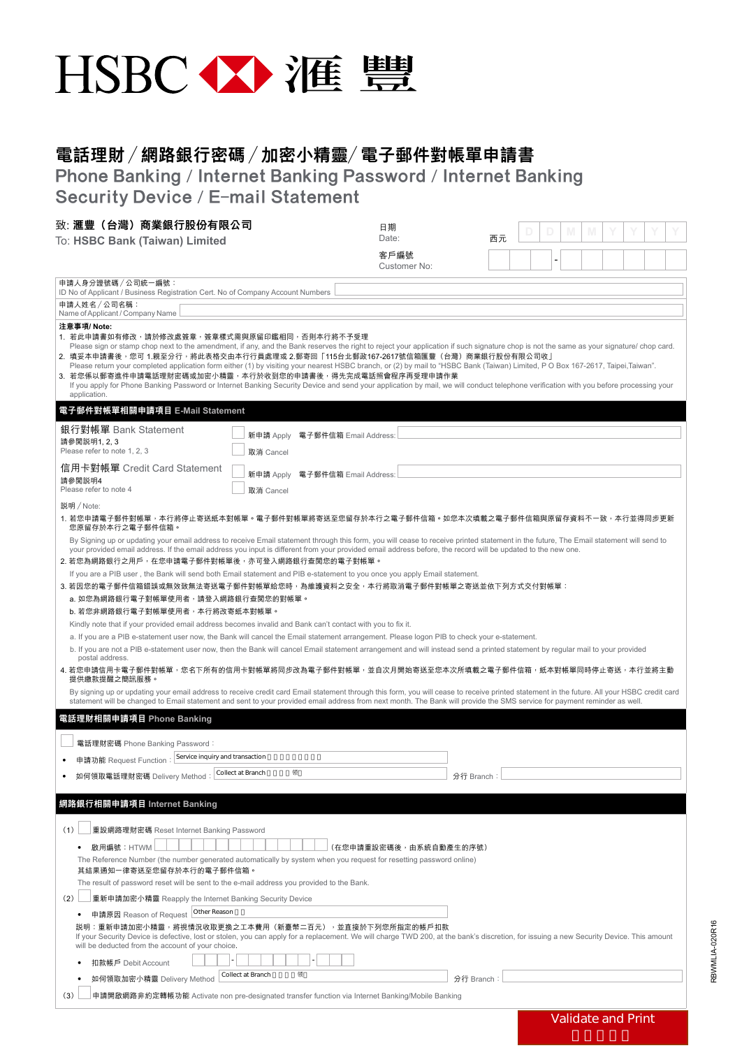# HSBC 滙豐

## 電話理財／網路銀行密碼／加密小精靈/ 電子郵件對帳單申請書

## Phone Banking / Internet Banking Password / Internet Banking Security Device / E-mail Statement

致: **滙豐（台灣）商業銀行股份有限公司**
To: **HSBC Bank (Taiwan) Limited**

日期 Date: 西元 D D M M Y Y Y Y

客戶編號 Customer No: ______ - ______

申請人身分證號碼／公司統一編號：
ID No of Applicant / Business Registration Cert. No of Company Account Numbers

申請人姓名／公司名稱：
Name of Applicant / Company Name

**注意事項/ Note:**

1. 若此申請書如有修改，請於修改處簽章，簽章樣式需與原留印鑑相同，否則本行將不予受理
   Please sign or stamp chop next to the amendment, if any, and the Bank reserves the right to reject your application if such signature chop is not the same as your signature/ chop card.
2. 填妥本申請書後，您可 1.親至分行，將此表格交由本行行員處理或 2.郵寄回「115台北郵政167-2617號信箱滙豐（台灣）商業銀行股份有限公司收」
   Please return your completed application form either (1) by visiting your nearest HSBC branch, or (2) by mail to "HSBC Bank (Taiwan) Limited, P O Box 167-2617, Taipei,Taiwan".
3. 若您係以郵寄進件申請電話理財密碼或加密小精靈，本行於收到您的申請書後，得先完成電話照會程序再受理申請作業
   If you apply for Phone Banking Password or Internet Banking Security Device and send your application by mail, we will conduct telephone verification with you before processing your application.

### 電子郵件對帳單相關申請項目 E-Mail Statement

**銀行對帳單 Bank Statement**
請參閱說明1, 2, 3
Please refer to note 1, 2, 3

- ☐ 新申請 Apply　電子郵件信箱 Email Address: ______
- ☐ 取消 Cancel

**信用卡對帳單 Credit Card Statement**
請參閱說明4
Please refer to note 4

- ☐ 新申請 Apply　電子郵件信箱 Email Address: ______
- ☐ 取消 Cancel

說明／Note:

1. 若您申請電子郵件對帳單，本行將停止寄送紙本對帳單。電子郵件對帳單將寄送至您留存於本行之電子郵件信箱。如您本次填載之電子郵件信箱與原留存資料不一致，本行並得同步更新您原留存於本行之電子郵件信箱。
   By Signing up or updating your email address to receive Email statement through this form, you will cease to receive printed statement in the future, The Email statement will send to your provided email address. If the email address you input is different from your provided email address before, the record will be updated to the new one.
2. 若您為網路銀行之用戶，在您申請電子郵件對帳單後，亦可登入網路銀行查閱您的電子對帳單。
   If you are a PIB user , the Bank will send both Email statement and PIB e-statement to you once you apply Email statement.
3. 若因您的電子郵件信箱錯誤或無效致無法寄送電子郵件對帳單給您時，為維護資料之安全，本行將取消電子郵件對帳單之寄送並依下列方式交付對帳單：
   a. 如您為網路銀行電子對帳單使用者，請登入網路銀行查閱您的對帳單。
   b. 若您非網路銀行電子對帳單使用者，本行將改寄紙本對帳單。
   Kindly note that if your provided email address becomes invalid and Bank can't contact with you to fix it.
   a. If you are a PIB e-statement user now, the Bank will cancel the Email statement arrangement. Please logon PIB to check your e-statement.
   b. If you are not a PIB e-statement user now, then the Bank will cancel Email statement arrangement and will instead send a printed statement by regular mail to your provided postal address.
4. 若您申請信用卡電子對帳單，您名下所有的信用卡對帳單將同步改為電子郵件對帳單，並自次月開始寄送至您本次所填載之電子郵件信箱，紙本對帳單同時停止寄送，本行並將主動提供繳款提醒之簡訊服務。
   By signing up or updating your email address to receive credit card Email statement through this form, you will cease to receive printed statement in the future. All your HSBC credit card statement will be changed to Email statement and sent to your provided email address from next month. The Bank will provide the SMS service for payment reminder as well.

### 電話理財相關申請項目 Phone Banking

☐ 電話理財密碼 Phone Banking Password：

- 申請功能 Request Function：Service inquiry and transaction
- 如何領取電話理財密碼 Delivery Method：Collect at Branch　分行 Branch：______

### 網路銀行相關申請項目 Internet Banking

(1) ☐ 重設網路理財密碼 Reset Internet Banking Password

- 啟用編號：HTWM ______（在您申請重設密碼後，由系統自動產生的序號）
  The Reference Number (the number generated automatically by system when you request for resetting password online)
  其結果通知一律寄送至您留存於本行的電子郵件信箱。
  The result of password reset will be sent to the e-mail address you provided to the Bank.

(2) ☐ 重新申請加密小精靈 Reapply the Internet Banking Security Device

- 申請原因 Reason of Request：Other Reason

說明：重新申請加密小精靈，將視情況收取更換之工本費用（新臺幣二百元），並直接於下列您所指定的帳戶扣款
If your Security Device is defective, lost or stolen, you can apply for a replacement. We will charge TWD 200, at the bank's discretion, for issuing a new Security Device. This amount will be deducted from the account of your choice.

- 扣款帳戶 Debit Account ______ - ______ - ______
- 如何領取加密小精靈 Delivery Method：Collect at Branch　分行 Branch：______

(3) ☐ 申請開啟網路非約定轉帳功能 Activate non pre-designated transfer function via Internet Banking/Mobile Banking

Validate and Print

RBWMLIA-020R16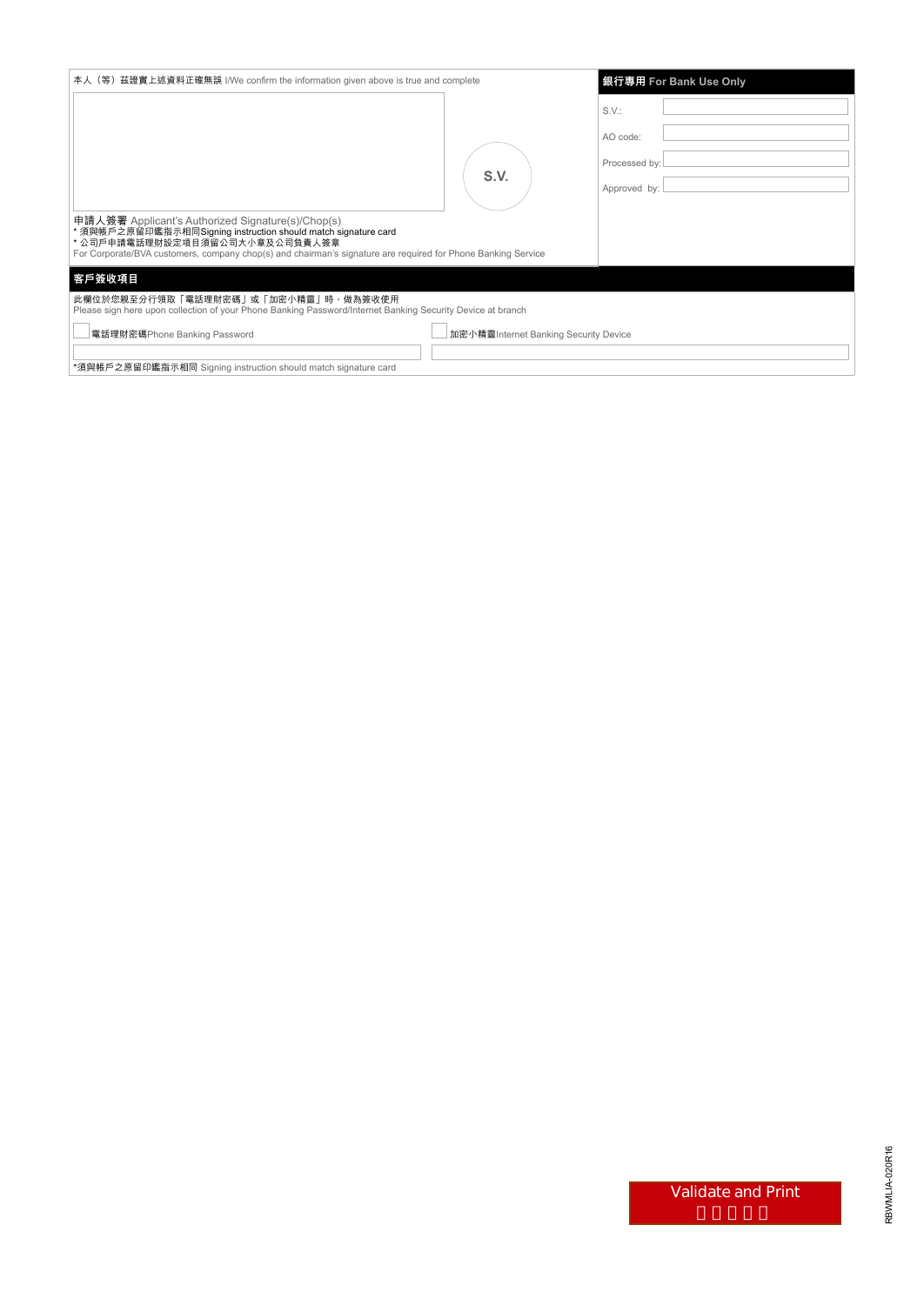本人（等）茲證實上述資料正確無誤 I/We confirm the information given above is true and complete

S.V.

申請人簽署 Applicant's Authorized Signature(s)/Chop(s)
* 須與帳戶之原留印鑑指示相同Signing instruction should match signature card
* 公司戶申請電話理財設定項目須留公司大小章及公司負責人簽章
For Corporate/BVA customers, company chop(s) and chairman's signature are required for Phone Banking Service

## 銀行專用 For Bank Use Only

| | |
|---|---|
| S.V.: | |
| AO code: | |
| Processed by: | |
| Approved by: | |

## 客戶簽收項目

此欄位於您親至分行領取「電話理財密碼」或「加密小精靈」時，做為簽收使用
Please sign here upon collection of your Phone Banking Password/Internet Banking Security Device at branch

☐ 電話理財密碼Phone Banking Password

☐ 加密小精靈Internet Banking Security Device

*須與帳戶之原留印鑑指示相同 Signing instruction should match signature card

Validate and Print

RBWMLIA-020R16